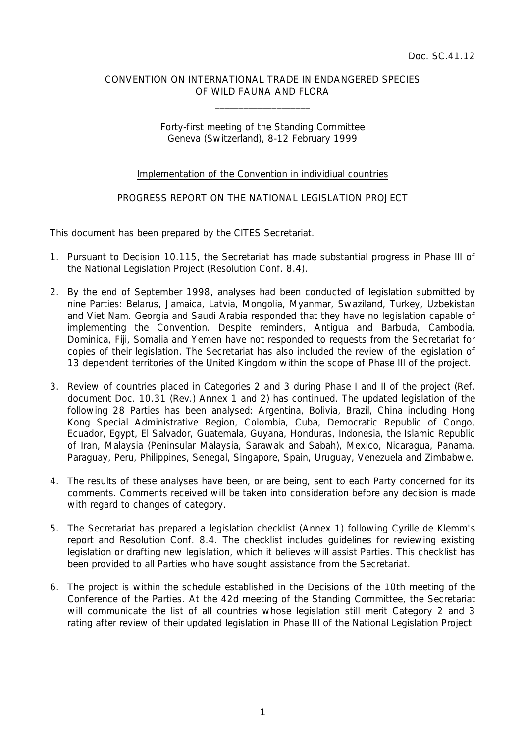Doc. SC.41.12

CONVENTION ON INTERNATIONAL TRADE IN ENDANGERED SPECIES OF WILD FAUNA AND FLORA

\_\_\_\_\_\_\_\_\_\_\_\_\_\_\_\_\_\_\_\_

Forty-first meeting of the Standing Committee
Geneva (Switzerland), 8-12 February 1999

Implementation of the Convention in individiual countries

PROGRESS REPORT ON THE NATIONAL LEGISLATION PROJECT

This document has been prepared by the CITES Secretariat.

1. Pursuant to Decision 10.115, the Secretariat has made substantial progress in Phase III of the National Legislation Project (Resolution Conf. 8.4).

2. By the end of September 1998, analyses had been conducted of legislation submitted by nine Parties: Belarus, Jamaica, Latvia, Mongolia, Myanmar, Swaziland, Turkey, Uzbekistan and Viet Nam. Georgia and Saudi Arabia responded that they have no legislation capable of implementing the Convention. Despite reminders, Antigua and Barbuda, Cambodia, Dominica, Fiji, Somalia and Yemen have not responded to requests from the Secretariat for copies of their legislation. The Secretariat has also included the review of the legislation of 13 dependent territories of the United Kingdom within the scope of Phase III of the project.

3. Review of countries placed in Categories 2 and 3 during Phase I and II of the project (Ref. document Doc. 10.31 (Rev.) Annex 1 and 2) has continued. The updated legislation of the following 28 Parties has been analysed: Argentina, Bolivia, Brazil, China including Hong Kong Special Administrative Region, Colombia, Cuba, Democratic Republic of Congo, Ecuador, Egypt, El Salvador, Guatemala, Guyana, Honduras, Indonesia, the Islamic Republic of Iran, Malaysia (Peninsular Malaysia, Sarawak and Sabah), Mexico, Nicaragua, Panama, Paraguay, Peru, Philippines, Senegal, Singapore, Spain, Uruguay, Venezuela and Zimbabwe.

4. The results of these analyses have been, or are being, sent to each Party concerned for its comments. Comments received will be taken into consideration before any decision is made with regard to changes of category.

5. The Secretariat has prepared a legislation checklist (Annex 1) following Cyrille de Klemm's report and Resolution Conf. 8.4. The checklist includes guidelines for reviewing existing legislation or drafting new legislation, which it believes will assist Parties. This checklist has been provided to all Parties who have sought assistance from the Secretariat.

6. The project is within the schedule established in the Decisions of the 10th meeting of the Conference of the Parties. At the 42d meeting of the Standing Committee, the Secretariat will communicate the list of all countries whose legislation still merit Category 2 and 3 rating after review of their updated legislation in Phase III of the National Legislation Project.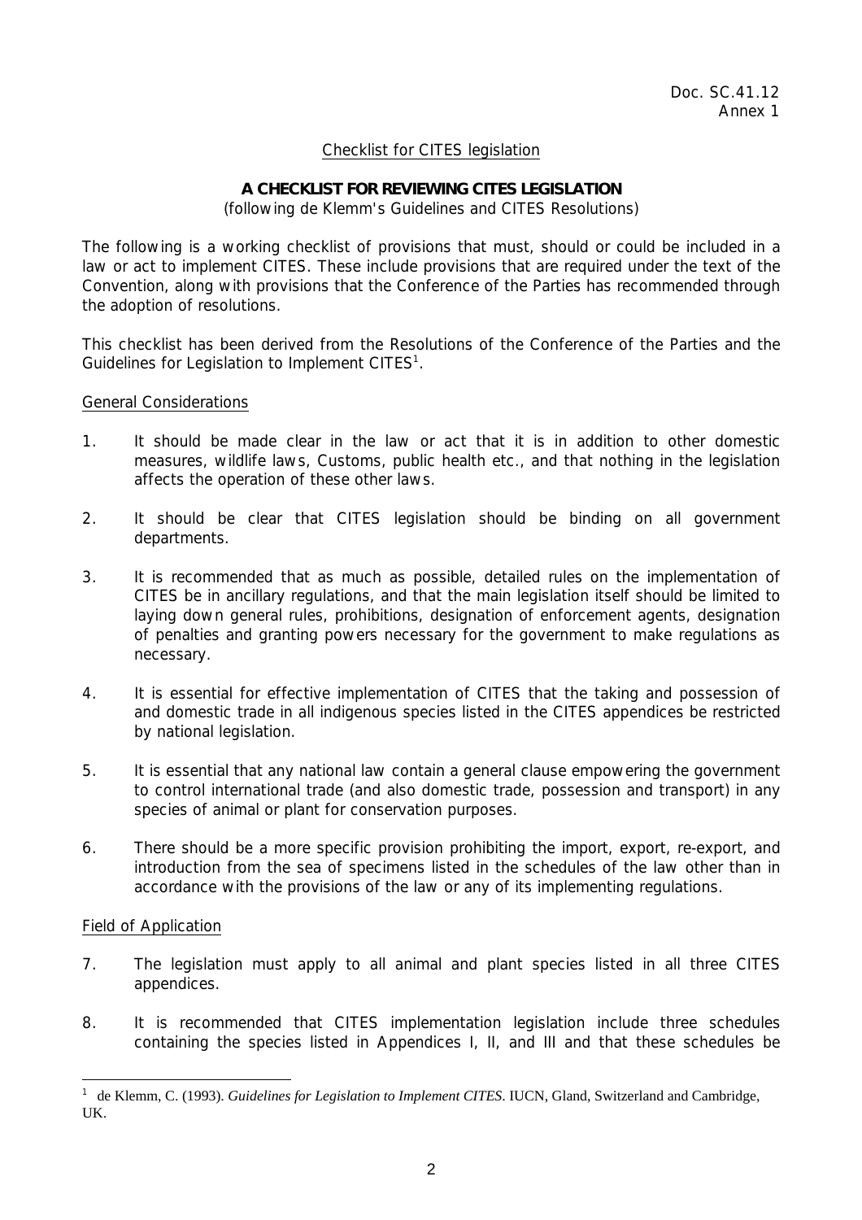Doc. SC.41.12
Annex 1

Checklist for CITES legislation

## A CHECKLIST FOR REVIEWING CITES LEGISLATION

(following de Klemm's Guidelines and CITES Resolutions)

The following is a working checklist of provisions that must, should or could be included in a law or act to implement CITES. These include provisions that are required under the text of the Convention, along with provisions that the Conference of the Parties has recommended through the adoption of resolutions.

This checklist has been derived from the Resolutions of the Conference of the Parties and the Guidelines for Legislation to Implement CITES[1].

### General Considerations

1. It should be made clear in the law or act that it is in addition to other domestic measures, wildlife laws, Customs, public health etc., and that nothing in the legislation affects the operation of these other laws.

2. It should be clear that CITES legislation should be binding on all government departments.

3. It is recommended that as much as possible, detailed rules on the implementation of CITES be in ancillary regulations, and that the main legislation itself should be limited to laying down general rules, prohibitions, designation of enforcement agents, designation of penalties and granting powers necessary for the government to make regulations as necessary.

4. It is essential for effective implementation of CITES that the taking and possession of and domestic trade in all indigenous species listed in the CITES appendices be restricted by national legislation.

5. It is essential that any national law contain a general clause empowering the government to control international trade (and also domestic trade, possession and transport) in any species of animal or plant for conservation purposes.

6. There should be a more specific provision prohibiting the import, export, re-export, and introduction from the sea of specimens listed in the schedules of the law other than in accordance with the provisions of the law or any of its implementing regulations.

### Field of Application

7. The legislation must apply to all animal and plant species listed in all three CITES appendices.

8. It is recommended that CITES implementation legislation include three schedules containing the species listed in Appendices I, II, and III and that these schedules be

---

[1] de Klemm, C. (1993). *Guidelines for Legislation to Implement CITES*. IUCN, Gland, Switzerland and Cambridge, UK.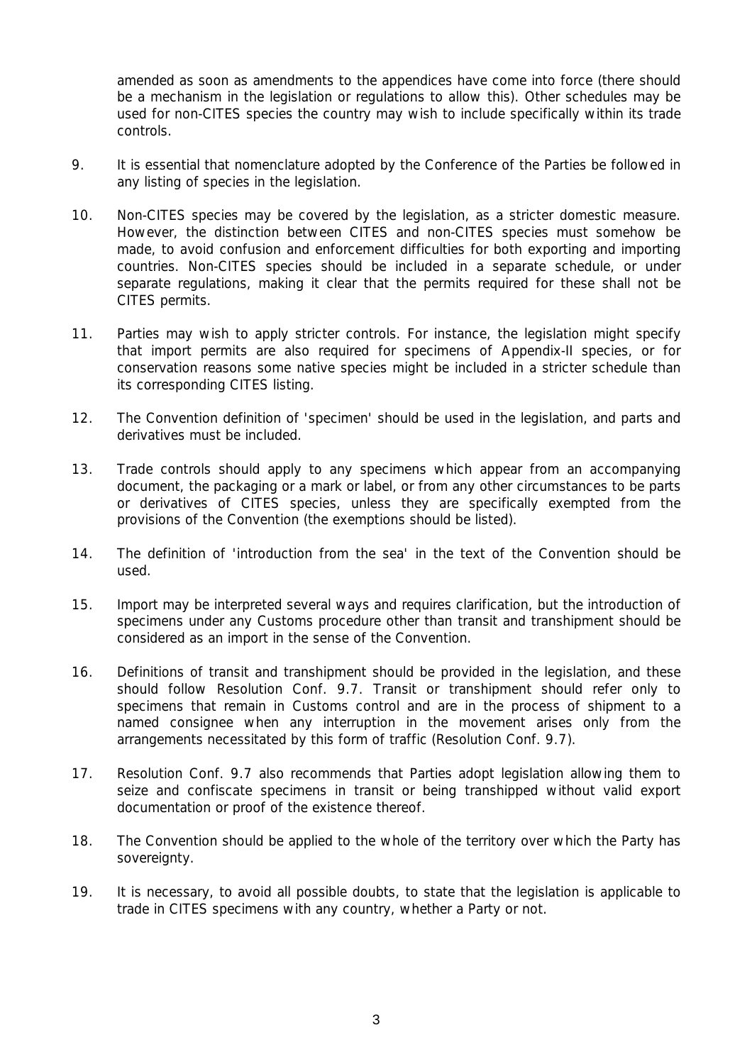amended as soon as amendments to the appendices have come into force (there should be a mechanism in the legislation or regulations to allow this). Other schedules may be used for non-CITES species the country may wish to include specifically within its trade controls.

9. It is essential that nomenclature adopted by the Conference of the Parties be followed in any listing of species in the legislation.

10. Non-CITES species may be covered by the legislation, as a stricter domestic measure. However, the distinction between CITES and non-CITES species must somehow be made, to avoid confusion and enforcement difficulties for both exporting and importing countries. Non-CITES species should be included in a separate schedule, or under separate regulations, making it clear that the permits required for these shall not be CITES permits.

11. Parties may wish to apply stricter controls. For instance, the legislation might specify that import permits are also required for specimens of Appendix-II species, or for conservation reasons some native species might be included in a stricter schedule than its corresponding CITES listing.

12. The Convention definition of 'specimen' should be used in the legislation, and parts and derivatives must be included.

13. Trade controls should apply to any specimens which appear from an accompanying document, the packaging or a mark or label, or from any other circumstances to be parts or derivatives of CITES species, unless they are specifically exempted from the provisions of the Convention (the exemptions should be listed).

14. The definition of 'introduction from the sea' in the text of the Convention should be used.

15. Import may be interpreted several ways and requires clarification, but the introduction of specimens under any Customs procedure other than transit and transhipment should be considered as an import in the sense of the Convention.

16. Definitions of transit and transhipment should be provided in the legislation, and these should follow Resolution Conf. 9.7. Transit or transhipment should refer only to specimens that remain in Customs control and are in the process of shipment to a named consignee when any interruption in the movement arises only from the arrangements necessitated by this form of traffic (Resolution Conf. 9.7).

17. Resolution Conf. 9.7 also recommends that Parties adopt legislation allowing them to seize and confiscate specimens in transit or being transhipped without valid export documentation or proof of the existence thereof.

18. The Convention should be applied to the whole of the territory over which the Party has sovereignty.

19. It is necessary, to avoid all possible doubts, to state that the legislation is applicable to trade in CITES specimens with any country, whether a Party or not.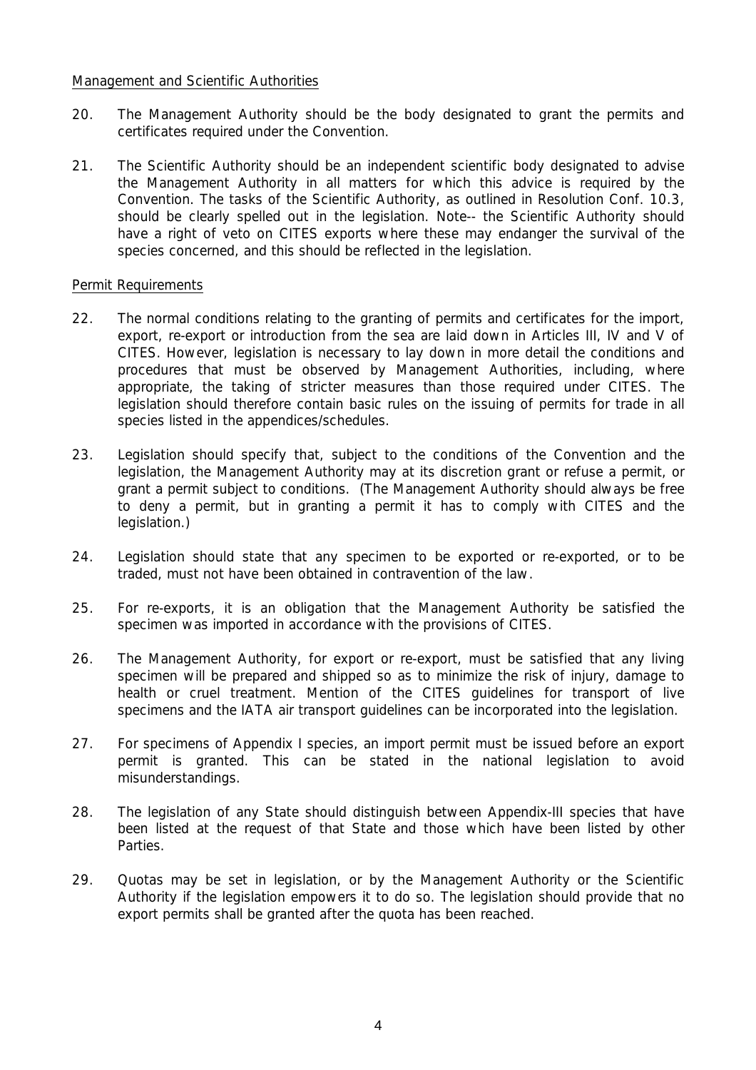<u>Management and Scientific Authorities</u>

20. The Management Authority should be the body designated to grant the permits and certificates required under the Convention.

21. The Scientific Authority should be an independent scientific body designated to advise the Management Authority in all matters for which this advice is required by the Convention. The tasks of the Scientific Authority, as outlined in Resolution Conf. 10.3, should be clearly spelled out in the legislation. Note-- the Scientific Authority should have a right of veto on CITES exports where these may endanger the survival of the species concerned, and this should be reflected in the legislation.

<u>Permit Requirements</u>

22. The normal conditions relating to the granting of permits and certificates for the import, export, re-export or introduction from the sea are laid down in Articles III, IV and V of CITES. However, legislation is necessary to lay down in more detail the conditions and procedures that must be observed by Management Authorities, including, where appropriate, the taking of stricter measures than those required under CITES. The legislation should therefore contain basic rules on the issuing of permits for trade in all species listed in the appendices/schedules.

23. Legislation should specify that, subject to the conditions of the Convention and the legislation, the Management Authority may at its discretion grant or refuse a permit, or grant a permit subject to conditions. (The Management Authority should always be free to deny a permit, but in granting a permit it has to comply with CITES and the legislation.)

24. Legislation should state that any specimen to be exported or re-exported, or to be traded, must not have been obtained in contravention of the law.

25. For re-exports, it is an obligation that the Management Authority be satisfied the specimen was imported in accordance with the provisions of CITES.

26. The Management Authority, for export or re-export, must be satisfied that any living specimen will be prepared and shipped so as to minimize the risk of injury, damage to health or cruel treatment. Mention of the CITES guidelines for transport of live specimens and the IATA air transport guidelines can be incorporated into the legislation.

27. For specimens of Appendix I species, an import permit must be issued before an export permit is granted. This can be stated in the national legislation to avoid misunderstandings.

28. The legislation of any State should distinguish between Appendix-III species that have been listed at the request of that State and those which have been listed by other Parties.

29. Quotas may be set in legislation, or by the Management Authority or the Scientific Authority if the legislation empowers it to do so. The legislation should provide that no export permits shall be granted after the quota has been reached.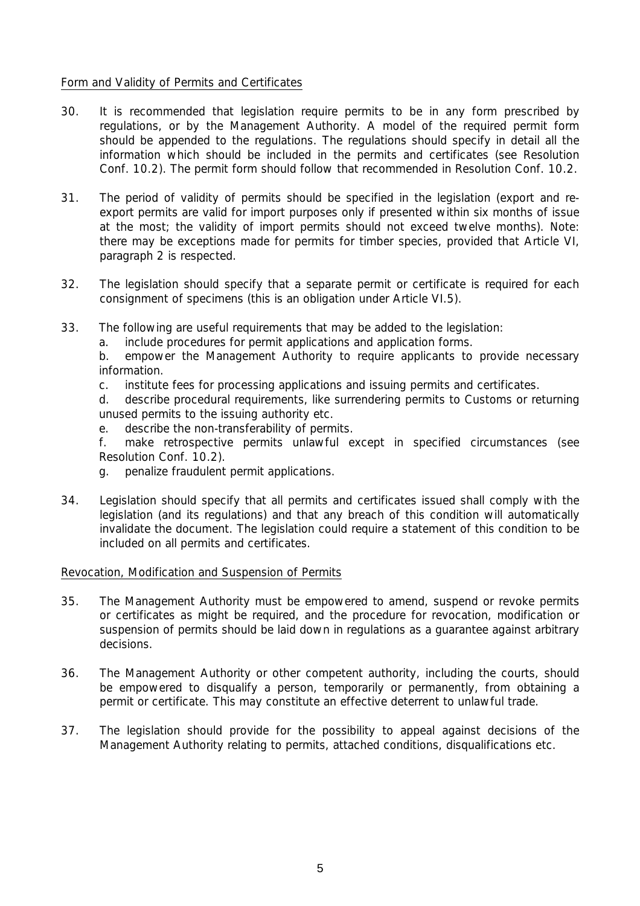Form and Validity of Permits and Certificates

30. It is recommended that legislation require permits to be in any form prescribed by regulations, or by the Management Authority. A model of the required permit form should be appended to the regulations. The regulations should specify in detail all the information which should be included in the permits and certificates (see Resolution Conf. 10.2). The permit form should follow that recommended in Resolution Conf. 10.2.

31. The period of validity of permits should be specified in the legislation (export and re-export permits are valid for import purposes only if presented within six months of issue at the most; the validity of import permits should not exceed twelve months). Note: there may be exceptions made for permits for timber species, provided that Article VI, paragraph 2 is respected.

32. The legislation should specify that a separate permit or certificate is required for each consignment of specimens (this is an obligation under Article VI.5).

33. The following are useful requirements that may be added to the legislation:
    a. include procedures for permit applications and application forms.
    b. empower the Management Authority to require applicants to provide necessary information.
    c. institute fees for processing applications and issuing permits and certificates.
    d. describe procedural requirements, like surrendering permits to Customs or returning unused permits to the issuing authority etc.
    e. describe the non-transferability of permits.
    f. make retrospective permits unlawful except in specified circumstances (see Resolution Conf. 10.2).
    g. penalize fraudulent permit applications.

34. Legislation should specify that all permits and certificates issued shall comply with the legislation (and its regulations) and that any breach of this condition will automatically invalidate the document. The legislation could require a statement of this condition to be included on all permits and certificates.

Revocation, Modification and Suspension of Permits

35. The Management Authority must be empowered to amend, suspend or revoke permits or certificates as might be required, and the procedure for revocation, modification or suspension of permits should be laid down in regulations as a guarantee against arbitrary decisions.

36. The Management Authority or other competent authority, including the courts, should be empowered to disqualify a person, temporarily or permanently, from obtaining a permit or certificate. This may constitute an effective deterrent to unlawful trade.

37. The legislation should provide for the possibility to appeal against decisions of the Management Authority relating to permits, attached conditions, disqualifications etc.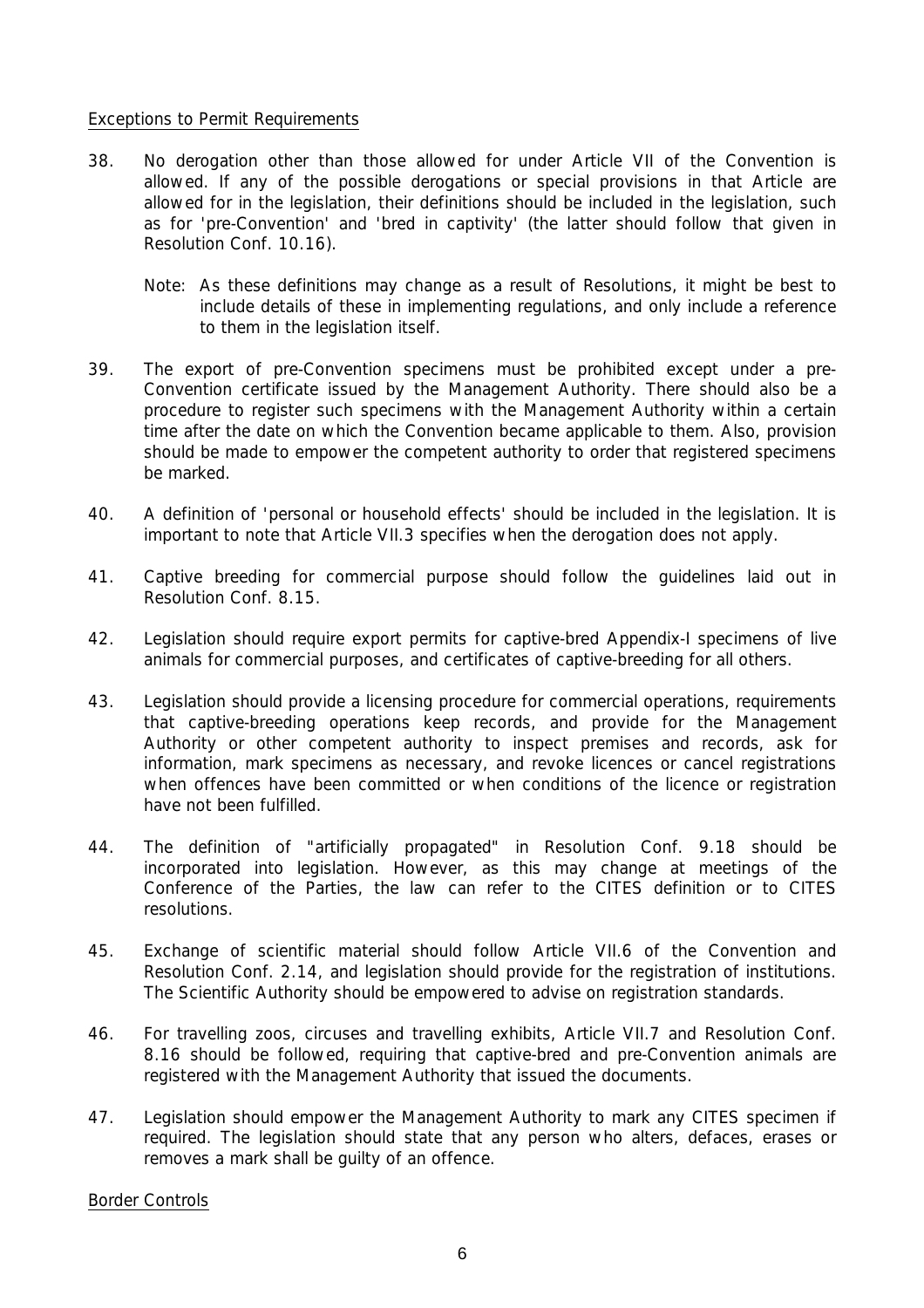Exceptions to Permit Requirements

38. No derogation other than those allowed for under Article VII of the Convention is allowed. If any of the possible derogations or special provisions in that Article are allowed for in the legislation, their definitions should be included in the legislation, such as for 'pre-Convention' and 'bred in captivity' (the latter should follow that given in Resolution Conf. 10.16).

    Note: As these definitions may change as a result of Resolutions, it might be best to include details of these in implementing regulations, and only include a reference to them in the legislation itself.

39. The export of pre-Convention specimens must be prohibited except under a pre-Convention certificate issued by the Management Authority. There should also be a procedure to register such specimens with the Management Authority within a certain time after the date on which the Convention became applicable to them. Also, provision should be made to empower the competent authority to order that registered specimens be marked.

40. A definition of 'personal or household effects' should be included in the legislation. It is important to note that Article VII.3 specifies when the derogation does not apply.

41. Captive breeding for commercial purpose should follow the guidelines laid out in Resolution Conf. 8.15.

42. Legislation should require export permits for captive-bred Appendix-I specimens of live animals for commercial purposes, and certificates of captive-breeding for all others.

43. Legislation should provide a licensing procedure for commercial operations, requirements that captive-breeding operations keep records, and provide for the Management Authority or other competent authority to inspect premises and records, ask for information, mark specimens as necessary, and revoke licences or cancel registrations when offences have been committed or when conditions of the licence or registration have not been fulfilled.

44. The definition of "artificially propagated" in Resolution Conf. 9.18 should be incorporated into legislation. However, as this may change at meetings of the Conference of the Parties, the law can refer to the CITES definition or to CITES resolutions.

45. Exchange of scientific material should follow Article VII.6 of the Convention and Resolution Conf. 2.14, and legislation should provide for the registration of institutions. The Scientific Authority should be empowered to advise on registration standards.

46. For travelling zoos, circuses and travelling exhibits, Article VII.7 and Resolution Conf. 8.16 should be followed, requiring that captive-bred and pre-Convention animals are registered with the Management Authority that issued the documents.

47. Legislation should empower the Management Authority to mark any CITES specimen if required. The legislation should state that any person who alters, defaces, erases or removes a mark shall be guilty of an offence.

Border Controls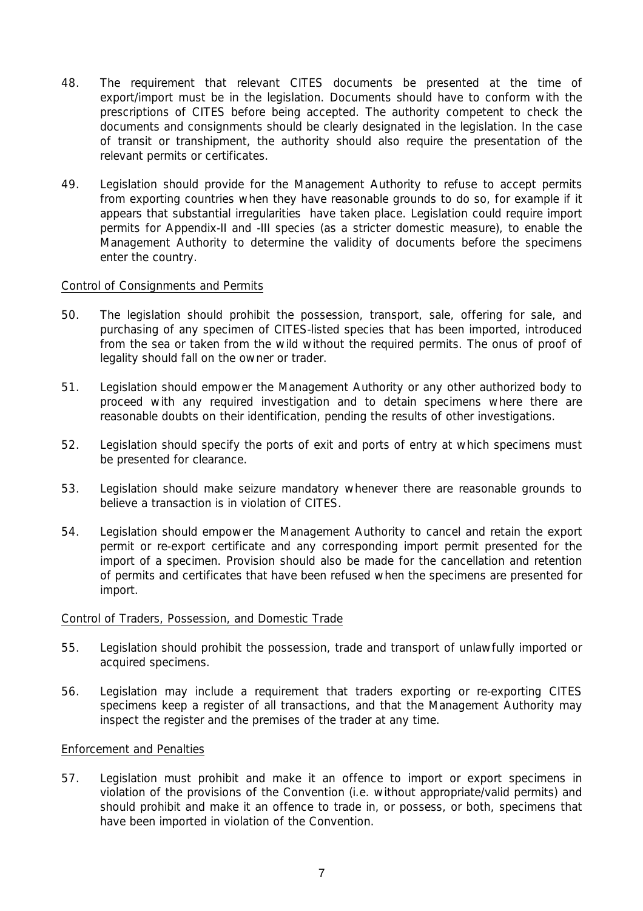48. The requirement that relevant CITES documents be presented at the time of export/import must be in the legislation. Documents should have to conform with the prescriptions of CITES before being accepted. The authority competent to check the documents and consignments should be clearly designated in the legislation. In the case of transit or transhipment, the authority should also require the presentation of the relevant permits or certificates.

49. Legislation should provide for the Management Authority to refuse to accept permits from exporting countries when they have reasonable grounds to do so, for example if it appears that substantial irregularities have taken place. Legislation could require import permits for Appendix-II and -III species (as a stricter domestic measure), to enable the Management Authority to determine the validity of documents before the specimens enter the country.

<u>Control of Consignments and Permits</u>

50. The legislation should prohibit the possession, transport, sale, offering for sale, and purchasing of any specimen of CITES-listed species that has been imported, introduced from the sea or taken from the wild without the required permits. The onus of proof of legality should fall on the owner or trader.

51. Legislation should empower the Management Authority or any other authorized body to proceed with any required investigation and to detain specimens where there are reasonable doubts on their identification, pending the results of other investigations.

52. Legislation should specify the ports of exit and ports of entry at which specimens must be presented for clearance.

53. Legislation should make seizure mandatory whenever there are reasonable grounds to believe a transaction is in violation of CITES.

54. Legislation should empower the Management Authority to cancel and retain the export permit or re-export certificate and any corresponding import permit presented for the import of a specimen. Provision should also be made for the cancellation and retention of permits and certificates that have been refused when the specimens are presented for import.

<u>Control of Traders, Possession, and Domestic Trade</u>

55. Legislation should prohibit the possession, trade and transport of unlawfully imported or acquired specimens.

56. Legislation may include a requirement that traders exporting or re-exporting CITES specimens keep a register of all transactions, and that the Management Authority may inspect the register and the premises of the trader at any time.

<u>Enforcement and Penalties</u>

57. Legislation must prohibit and make it an offence to import or export specimens in violation of the provisions of the Convention (i.e. without appropriate/valid permits) and should prohibit and make it an offence to trade in, or possess, or both, specimens that have been imported in violation of the Convention.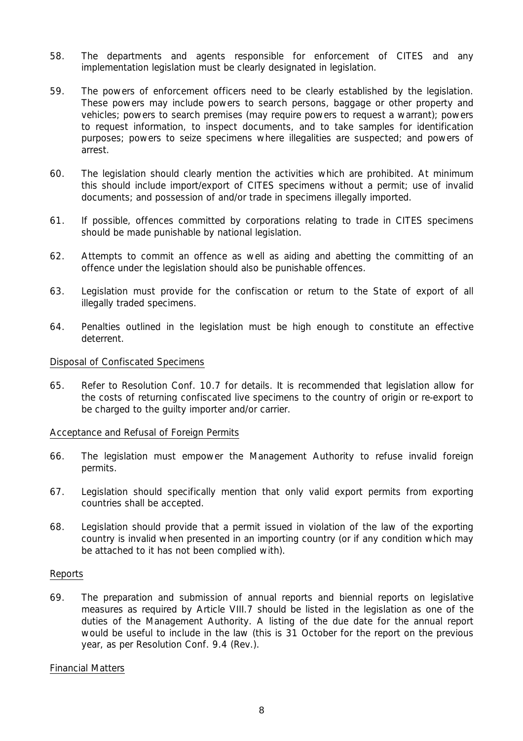58. The departments and agents responsible for enforcement of CITES and any implementation legislation must be clearly designated in legislation.

59. The powers of enforcement officers need to be clearly established by the legislation. These powers may include powers to search persons, baggage or other property and vehicles; powers to search premises (may require powers to request a warrant); powers to request information, to inspect documents, and to take samples for identification purposes; powers to seize specimens where illegalities are suspected; and powers of arrest.

60. The legislation should clearly mention the activities which are prohibited. At minimum this should include import/export of CITES specimens without a permit; use of invalid documents; and possession of and/or trade in specimens illegally imported.

61. If possible, offences committed by corporations relating to trade in CITES specimens should be made punishable by national legislation.

62. Attempts to commit an offence as well as aiding and abetting the committing of an offence under the legislation should also be punishable offences.

63. Legislation must provide for the confiscation or return to the State of export of all illegally traded specimens.

64. Penalties outlined in the legislation must be high enough to constitute an effective deterrent.

<u>Disposal of Confiscated Specimens</u>

65. Refer to Resolution Conf. 10.7 for details. It is recommended that legislation allow for the costs of returning confiscated live specimens to the country of origin or re-export to be charged to the guilty importer and/or carrier.

<u>Acceptance and Refusal of Foreign Permits</u>

66. The legislation must empower the Management Authority to refuse invalid foreign permits.

67. Legislation should specifically mention that only valid export permits from exporting countries shall be accepted.

68. Legislation should provide that a permit issued in violation of the law of the exporting country is invalid when presented in an importing country (or if any condition which may be attached to it has not been complied with).

<u>Reports</u>

69. The preparation and submission of annual reports and biennial reports on legislative measures as required by Article VIII.7 should be listed in the legislation as one of the duties of the Management Authority. A listing of the due date for the annual report would be useful to include in the law (this is 31 October for the report on the previous year, as per Resolution Conf. 9.4 (Rev.).

<u>Financial Matters</u>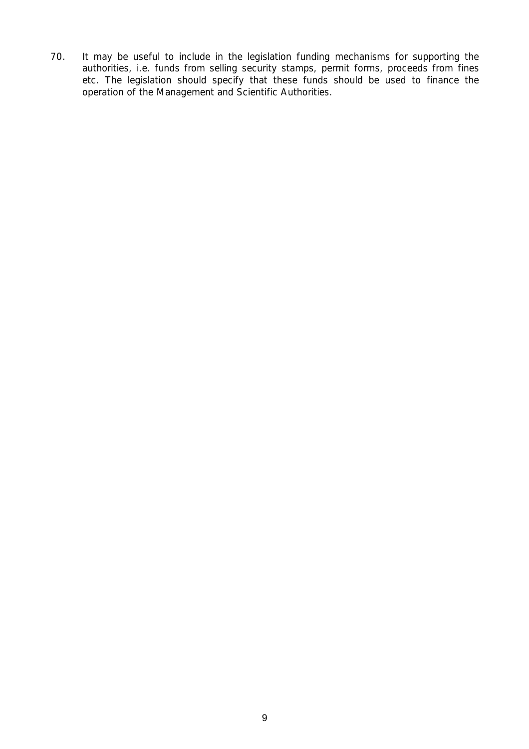70. It may be useful to include in the legislation funding mechanisms for supporting the authorities, i.e. funds from selling security stamps, permit forms, proceeds from fines etc. The legislation should specify that these funds should be used to finance the operation of the Management and Scientific Authorities.